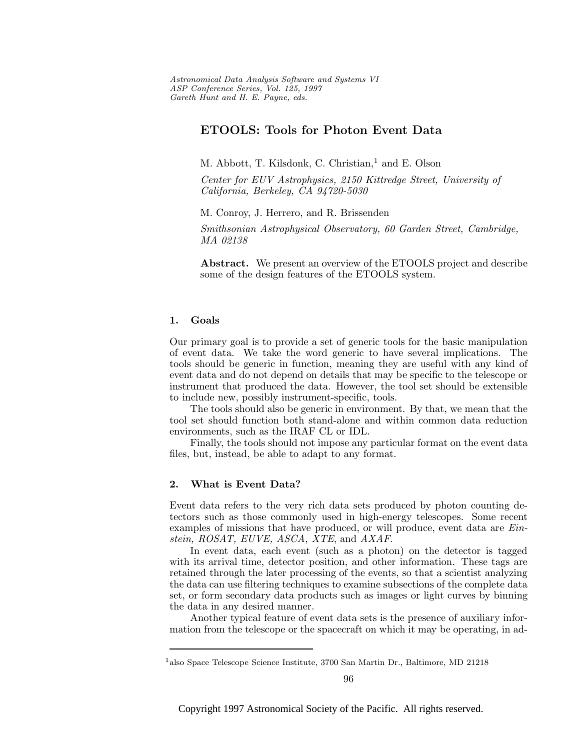# ETOOLS: Tools for Photon Event Data

M. Abbott, T. Kilsdonk, C. Christian,[1] and E. Olson

*Center for EUV Astrophysics, 2150 Kittredge Street, University of California, Berkeley, CA 94720-5030*

M. Conroy, J. Herrero, and R. Brissenden

*Smithsonian Astrophysical Observatory, 60 Garden Street, Cambridge, MA 02138*

**Abstract.** We present an overview of the ETOOLS project and describe some of the design features of the ETOOLS system.

## 1. Goals

Our primary goal is to provide a set of generic tools for the basic manipulation of event data. We take the word generic to have several implications. The tools should be generic in function, meaning they are useful with any kind of event data and do not depend on details that may be specific to the telescope or instrument that produced the data. However, the tool set should be extensible to include new, possibly instrument-specific, tools.

The tools should also be generic in environment. By that, we mean that the tool set should function both stand-alone and within common data reduction environments, such as the IRAF CL or IDL.

Finally, the tools should not impose any particular format on the event data files, but, instead, be able to adapt to any format.

## 2. What is Event Data?

Event data refers to the very rich data sets produced by photon counting detectors such as those commonly used in high-energy telescopes. Some recent examples of missions that have produced, or will produce, event data are *Einstein, ROSAT, EUVE, ASCA, XTE*, and *AXAF*.

In event data, each event (such as a photon) on the detector is tagged with its arrival time, detector position, and other information. These tags are retained through the later processing of the events, so that a scientist analyzing the data can use filtering techniques to examine subsections of the complete data set, or form secondary data products such as images or light curves by binning the data in any desired manner.

Another typical feature of event data sets is the presence of auxiliary information from the telescope or the spacecraft on which it may be operating, in ad-

[1] also Space Telescope Science Institute, 3700 San Martin Dr., Baltimore, MD 21218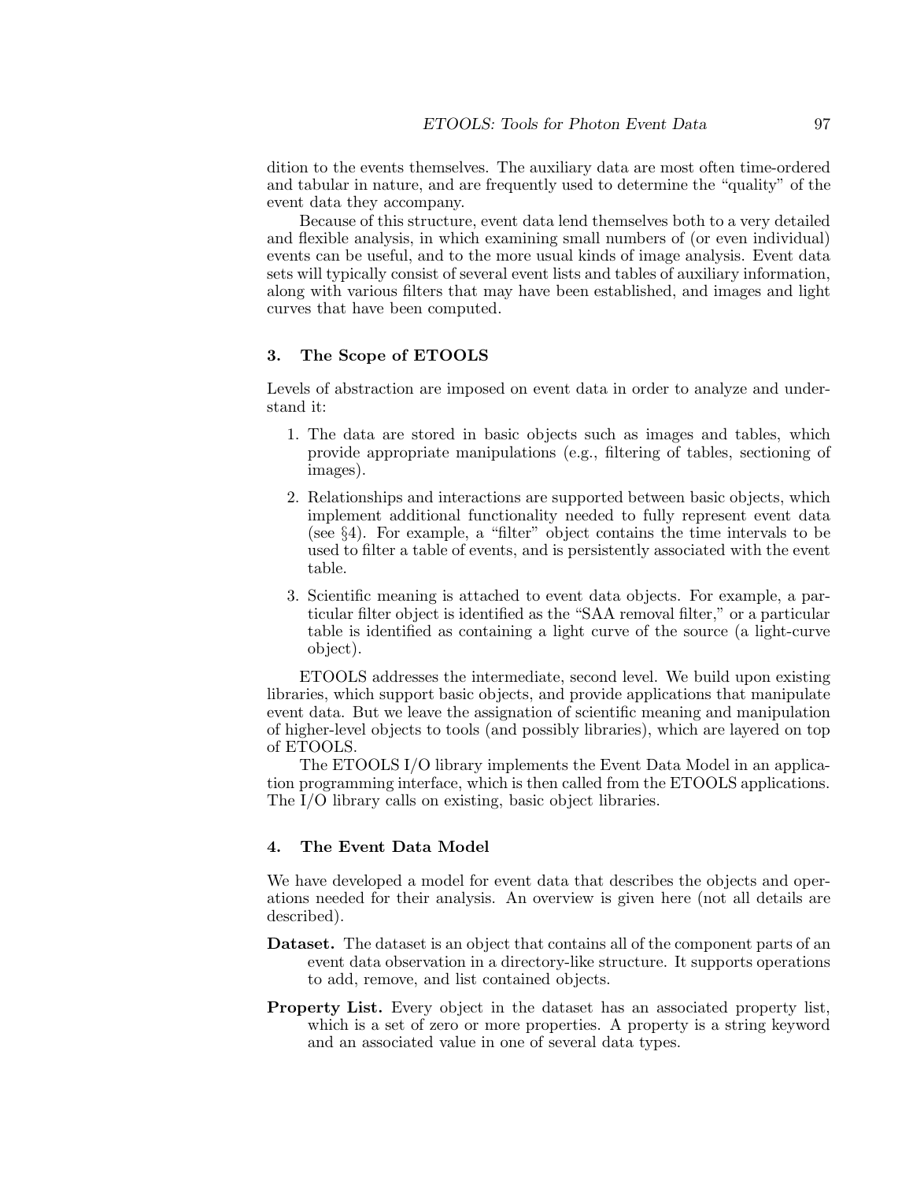dition to the events themselves. The auxiliary data are most often time-ordered and tabular in nature, and are frequently used to determine the "quality" of the event data they accompany.

Because of this structure, event data lend themselves both to a very detailed and flexible analysis, in which examining small numbers of (or even individual) events can be useful, and to the more usual kinds of image analysis. Event data sets will typically consist of several event lists and tables of auxiliary information, along with various filters that may have been established, and images and light curves that have been computed.

## 3. The Scope of ETOOLS

Levels of abstraction are imposed on event data in order to analyze and understand it:

1. The data are stored in basic objects such as images and tables, which provide appropriate manipulations (e.g., filtering of tables, sectioning of images).
2. Relationships and interactions are supported between basic objects, which implement additional functionality needed to fully represent event data (see §4). For example, a "filter" object contains the time intervals to be used to filter a table of events, and is persistently associated with the event table.
3. Scientific meaning is attached to event data objects. For example, a particular filter object is identified as the "SAA removal filter," or a particular table is identified as containing a light curve of the source (a light-curve object).

ETOOLS addresses the intermediate, second level. We build upon existing libraries, which support basic objects, and provide applications that manipulate event data. But we leave the assignation of scientific meaning and manipulation of higher-level objects to tools (and possibly libraries), which are layered on top of ETOOLS.

The ETOOLS I/O library implements the Event Data Model in an application programming interface, which is then called from the ETOOLS applications. The I/O library calls on existing, basic object libraries.

## 4. The Event Data Model

We have developed a model for event data that describes the objects and operations needed for their analysis. An overview is given here (not all details are described).

**Dataset.** The dataset is an object that contains all of the component parts of an event data observation in a directory-like structure. It supports operations to add, remove, and list contained objects.

**Property List.** Every object in the dataset has an associated property list, which is a set of zero or more properties. A property is a string keyword and an associated value in one of several data types.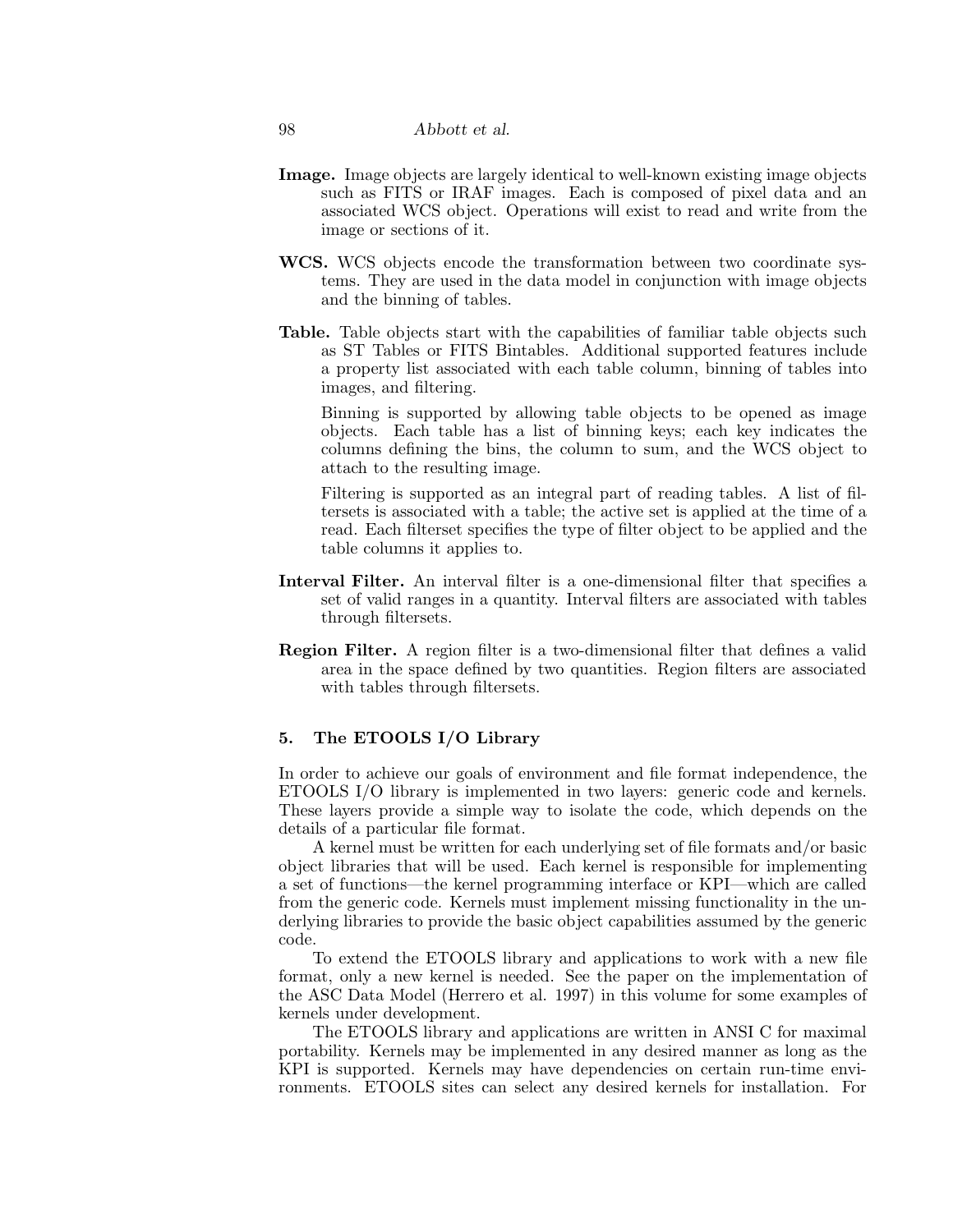**Image.** Image objects are largely identical to well-known existing image objects such as FITS or IRAF images. Each is composed of pixel data and an associated WCS object. Operations will exist to read and write from the image or sections of it.

**WCS.** WCS objects encode the transformation between two coordinate systems. They are used in the data model in conjunction with image objects and the binning of tables.

**Table.** Table objects start with the capabilities of familiar table objects such as ST Tables or FITS Bintables. Additional supported features include a property list associated with each table column, binning of tables into images, and filtering.

Binning is supported by allowing table objects to be opened as image objects. Each table has a list of binning keys; each key indicates the columns defining the bins, the column to sum, and the WCS object to attach to the resulting image.

Filtering is supported as an integral part of reading tables. A list of filtersets is associated with a table; the active set is applied at the time of a read. Each filterset specifies the type of filter object to be applied and the table columns it applies to.

**Interval Filter.** An interval filter is a one-dimensional filter that specifies a set of valid ranges in a quantity. Interval filters are associated with tables through filtersets.

**Region Filter.** A region filter is a two-dimensional filter that defines a valid area in the space defined by two quantities. Region filters are associated with tables through filtersets.

## 5. The ETOOLS I/O Library

In order to achieve our goals of environment and file format independence, the ETOOLS I/O library is implemented in two layers: generic code and kernels. These layers provide a simple way to isolate the code, which depends on the details of a particular file format.

A kernel must be written for each underlying set of file formats and/or basic object libraries that will be used. Each kernel is responsible for implementing a set of functions—the kernel programming interface or KPI—which are called from the generic code. Kernels must implement missing functionality in the underlying libraries to provide the basic object capabilities assumed by the generic code.

To extend the ETOOLS library and applications to work with a new file format, only a new kernel is needed. See the paper on the implementation of the ASC Data Model (Herrero et al. 1997) in this volume for some examples of kernels under development.

The ETOOLS library and applications are written in ANSI C for maximal portability. Kernels may be implemented in any desired manner as long as the KPI is supported. Kernels may have dependencies on certain run-time environments. ETOOLS sites can select any desired kernels for installation. For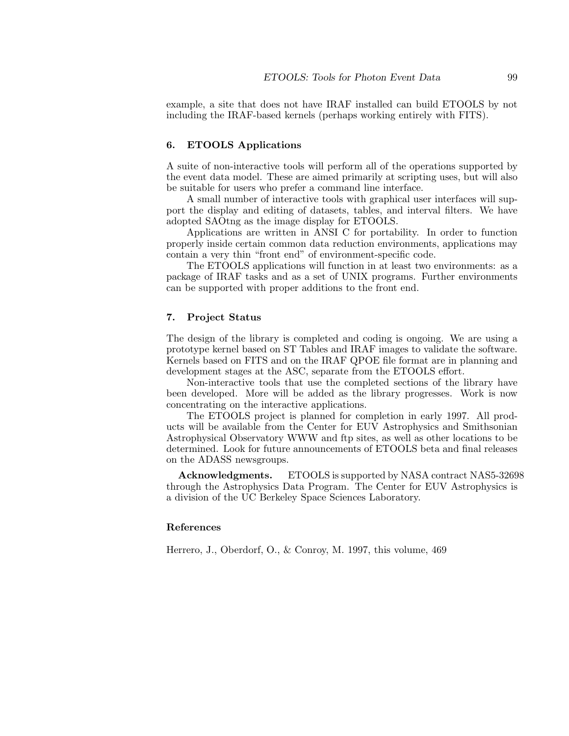example, a site that does not have IRAF installed can build ETOOLS by not including the IRAF-based kernels (perhaps working entirely with FITS).

## 6. ETOOLS Applications

A suite of non-interactive tools will perform all of the operations supported by the event data model. These are aimed primarily at scripting uses, but will also be suitable for users who prefer a command line interface.

A small number of interactive tools with graphical user interfaces will support the display and editing of datasets, tables, and interval filters. We have adopted SAOtng as the image display for ETOOLS.

Applications are written in ANSI C for portability. In order to function properly inside certain common data reduction environments, applications may contain a very thin "front end" of environment-specific code.

The ETOOLS applications will function in at least two environments: as a package of IRAF tasks and as a set of UNIX programs. Further environments can be supported with proper additions to the front end.

## 7. Project Status

The design of the library is completed and coding is ongoing. We are using a prototype kernel based on ST Tables and IRAF images to validate the software. Kernels based on FITS and on the IRAF QPOE file format are in planning and development stages at the ASC, separate from the ETOOLS effort.

Non-interactive tools that use the completed sections of the library have been developed. More will be added as the library progresses. Work is now concentrating on the interactive applications.

The ETOOLS project is planned for completion in early 1997. All products will be available from the Center for EUV Astrophysics and Smithsonian Astrophysical Observatory WWW and ftp sites, as well as other locations to be determined. Look for future announcements of ETOOLS beta and final releases on the ADASS newsgroups.

**Acknowledgments.** ETOOLS is supported by NASA contract NAS5-32698 through the Astrophysics Data Program. The Center for EUV Astrophysics is a division of the UC Berkeley Space Sciences Laboratory.

## References

Herrero, J., Oberdorf, O., & Conroy, M. 1997, this volume, 469